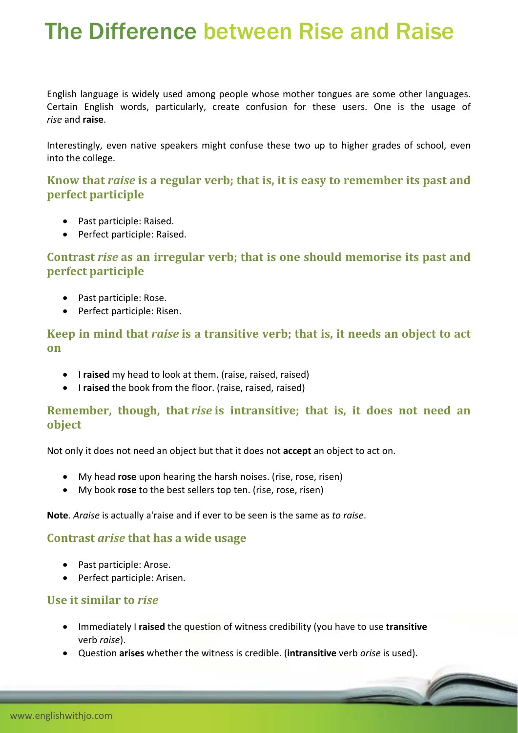# The Difference between Rise and Raise

English language is widely used among people whose mother tongues are some other languages. Certain English words, particularly, create confusion for these users. One is the usage of *rise* and **raise**.

Interestingly, even native speakers might confuse these two up to higher grades of school, even into the college.

### Know that *raise* is a regular verb; that is, it is easy to remember its past and perfect participle

- Past participle: Raised.
- Perfect participle: Raised.

### Contrast *rise* as an irregular verb; that is one should memorise its past and perfect participle

- Past participle: Rose.
- Perfect participle: Risen.

### Keep in mind that *raise* is a transitive verb; that is, it needs an object to act on

- I **raised** my head to look at them. (raise, raised, raised)
- I **raised** the book from the floor. (raise, raised, raised)

### Remember, though, that *rise* is intransitive; that is, it does not need an object

Not only it does not need an object but that it does not **accept** an object to act on.

- My head **rose** upon hearing the harsh noises. (rise, rose, risen)
- My book **rose** to the best sellers top ten. (rise, rose, risen)

**Note**. *Araise* is actually a'raise and if ever to be seen is the same as *to raise*.

### Contrast *arise* that has a wide usage

- Past participle: Arose.
- Perfect participle: Arisen.

### Use it similar to *rise*

- Immediately I **raised** the question of witness credibility (you have to use **transitive** verb *raise*).
- Question **arises** whether the witness is credible. (**intransitive** verb *arise* is used).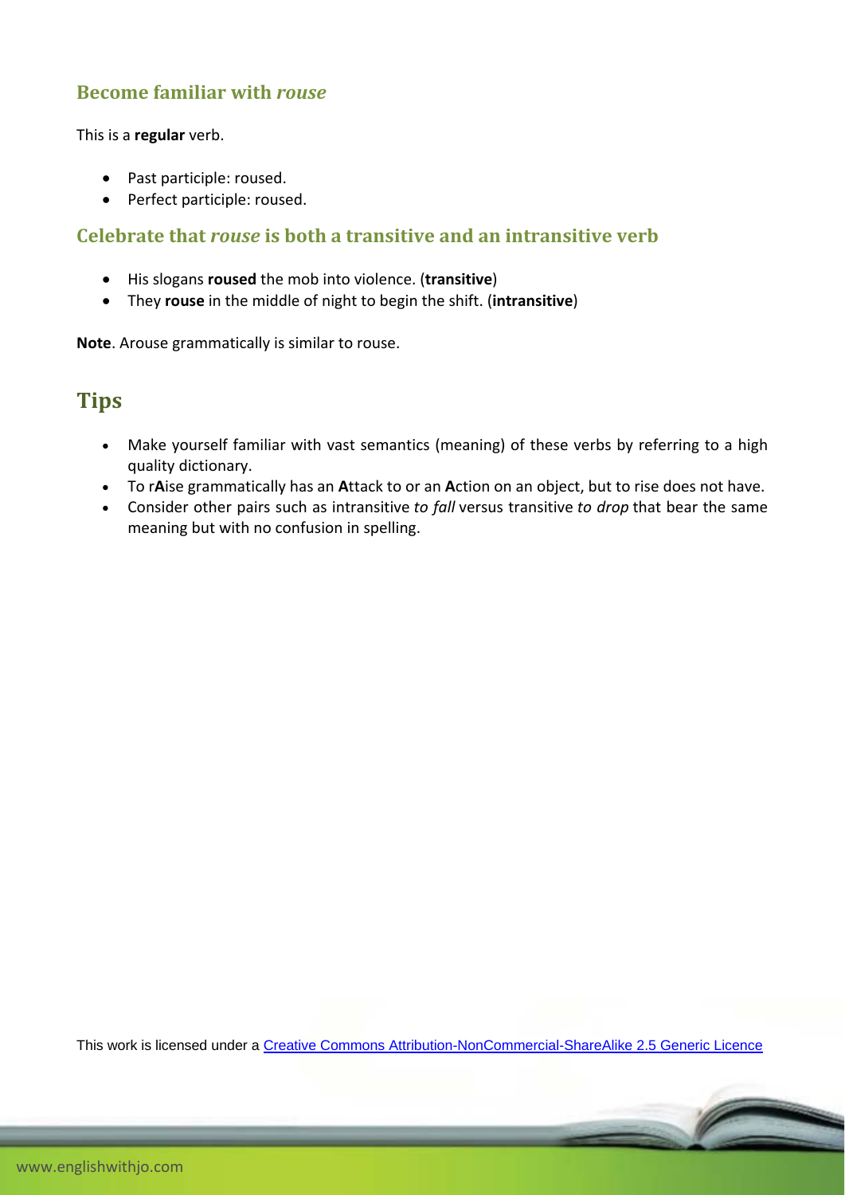### Become familiar with *rouse*

This is a **regular** verb.

- Past participle: roused.
- Perfect participle: roused.

### Celebrate that *rouse* is both a transitive and an intransitive verb

- His slogans **roused** the mob into violence. (**transitive**)
- They **rouse** in the middle of night to begin the shift. (**intransitive**)

**Note**. Arouse grammatically is similar to rouse.

## Tips

- Make yourself familiar with vast semantics (meaning) of these verbs by referring to a high quality dictionary.
- To r**A**ise grammatically has an **A**ttack to or an **A**ction on an object, but to rise does not have.
- Consider other pairs such as intransitive *to fall* versus transitive *to drop* that bear the same meaning but with no confusion in spelling.

This work is licensed under a [Creative Commons Attribution-NonCommercial-ShareAlike 2.5 Generic Licence]

www.englishwithjo.com